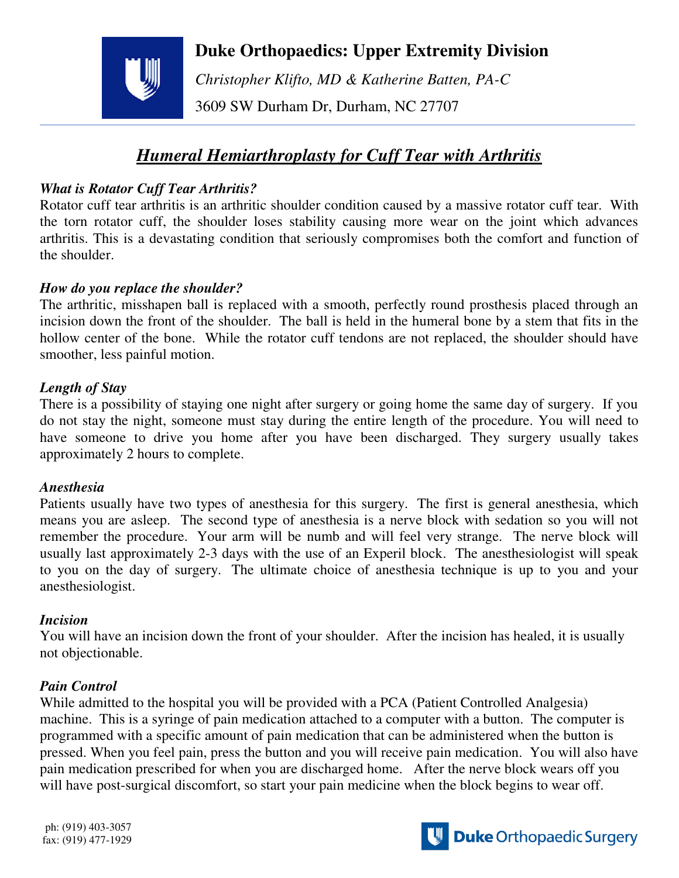# Duke Orthopaedics: Upper Extremity Division

*Christopher Klifto, MD & Katherine Batten, PA-C*

3609 SW Durham Dr, Durham, NC 27707

## *Humeral Hemiarthroplasty for Cuff Tear with Arthritis*

### *What is Rotator Cuff Tear Arthritis?*

Rotator cuff tear arthritis is an arthritic shoulder condition caused by a massive rotator cuff tear. With the torn rotator cuff, the shoulder loses stability causing more wear on the joint which advances arthritis. This is a devastating condition that seriously compromises both the comfort and function of the shoulder.

### *How do you replace the shoulder?*

The arthritic, misshapen ball is replaced with a smooth, perfectly round prosthesis placed through an incision down the front of the shoulder. The ball is held in the humeral bone by a stem that fits in the hollow center of the bone. While the rotator cuff tendons are not replaced, the shoulder should have smoother, less painful motion.

### *Length of Stay*

There is a possibility of staying one night after surgery or going home the same day of surgery. If you do not stay the night, someone must stay during the entire length of the procedure. You will need to have someone to drive you home after you have been discharged. They surgery usually takes approximately 2 hours to complete.

### *Anesthesia*

Patients usually have two types of anesthesia for this surgery. The first is general anesthesia, which means you are asleep. The second type of anesthesia is a nerve block with sedation so you will not remember the procedure. Your arm will be numb and will feel very strange. The nerve block will usually last approximately 2-3 days with the use of an Experil block. The anesthesiologist will speak to you on the day of surgery. The ultimate choice of anesthesia technique is up to you and your anesthesiologist.

### *Incision*

You will have an incision down the front of your shoulder. After the incision has healed, it is usually not objectionable.

### *Pain Control*

While admitted to the hospital you will be provided with a PCA (Patient Controlled Analgesia) machine. This is a syringe of pain medication attached to a computer with a button. The computer is programmed with a specific amount of pain medication that can be administered when the button is pressed. When you feel pain, press the button and you will receive pain medication. You will also have pain medication prescribed for when you are discharged home. After the nerve block wears off you will have post-surgical discomfort, so start your pain medicine when the block begins to wear off.

ph: (919) 403-3057
fax: (919) 477-1929

Duke Orthopaedic Surgery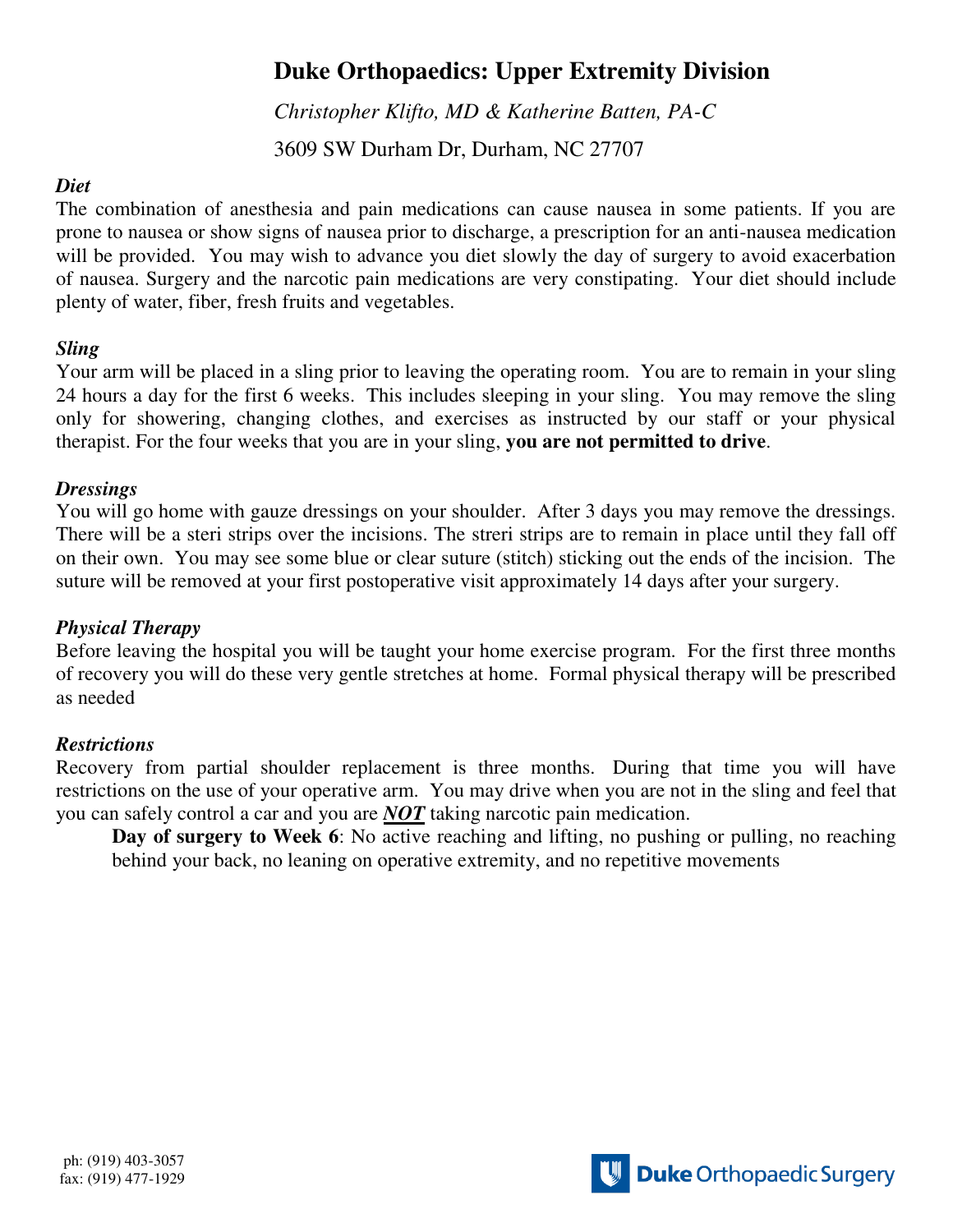# Duke Orthopaedics: Upper Extremity Division

*Christopher Klifto, MD & Katherine Batten, PA-C*

3609 SW Durham Dr, Durham, NC 27707

### *Diet*

The combination of anesthesia and pain medications can cause nausea in some patients. If you are prone to nausea or show signs of nausea prior to discharge, a prescription for an anti-nausea medication will be provided. You may wish to advance you diet slowly the day of surgery to avoid exacerbation of nausea. Surgery and the narcotic pain medications are very constipating. Your diet should include plenty of water, fiber, fresh fruits and vegetables.

### *Sling*

Your arm will be placed in a sling prior to leaving the operating room. You are to remain in your sling 24 hours a day for the first 6 weeks. This includes sleeping in your sling. You may remove the sling only for showering, changing clothes, and exercises as instructed by our staff or your physical therapist. For the four weeks that you are in your sling, **you are not permitted to drive**.

### *Dressings*

You will go home with gauze dressings on your shoulder. After 3 days you may remove the dressings. There will be a steri strips over the incisions. The streri strips are to remain in place until they fall off on their own. You may see some blue or clear suture (stitch) sticking out the ends of the incision. The suture will be removed at your first postoperative visit approximately 14 days after your surgery.

### *Physical Therapy*

Before leaving the hospital you will be taught your home exercise program. For the first three months of recovery you will do these very gentle stretches at home. Formal physical therapy will be prescribed as needed

### *Restrictions*

Recovery from partial shoulder replacement is three months. During that time you will have restrictions on the use of your operative arm. You may drive when you are not in the sling and feel that you can safely control a car and you are ***<u>NOT</u>*** taking narcotic pain medication.

**Day of surgery to Week 6**: No active reaching and lifting, no pushing or pulling, no reaching behind your back, no leaning on operative extremity, and no repetitive movements

ph: (919) 403-3057
fax: (919) 477-1929

Duke Orthopaedic Surgery